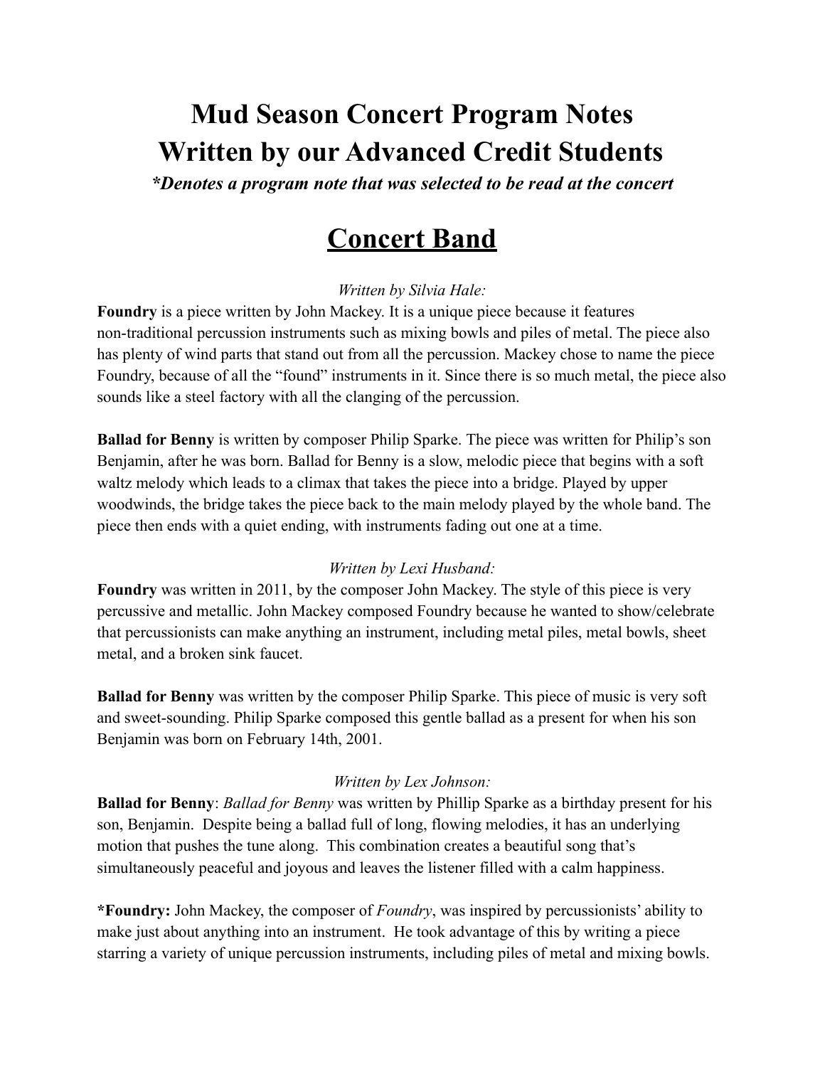# Mud Season Concert Program Notes
# Written by our Advanced Credit Students

***Denotes a program note that was selected to be read at the concert***

## Concert Band

*Written by Silvia Hale:*

**Foundry** is a piece written by John Mackey. It is a unique piece because it features non-traditional percussion instruments such as mixing bowls and piles of metal. The piece also has plenty of wind parts that stand out from all the percussion. Mackey chose to name the piece Foundry, because of all the "found" instruments in it. Since there is so much metal, the piece also sounds like a steel factory with all the clanging of the percussion.

**Ballad for Benny** is written by composer Philip Sparke. The piece was written for Philip's son Benjamin, after he was born. Ballad for Benny is a slow, melodic piece that begins with a soft waltz melody which leads to a climax that takes the piece into a bridge. Played by upper woodwinds, the bridge takes the piece back to the main melody played by the whole band. The piece then ends with a quiet ending, with instruments fading out one at a time.

*Written by Lexi Husband:*

**Foundry** was written in 2011, by the composer John Mackey. The style of this piece is very percussive and metallic. John Mackey composed Foundry because he wanted to show/celebrate that percussionists can make anything an instrument, including metal piles, metal bowls, sheet metal, and a broken sink faucet.

**Ballad for Benny** was written by the composer Philip Sparke. This piece of music is very soft and sweet-sounding. Philip Sparke composed this gentle ballad as a present for when his son Benjamin was born on February 14th, 2001.

*Written by Lex Johnson:*

**Ballad for Benny**: *Ballad for Benny* was written by Phillip Sparke as a birthday present for his son, Benjamin. Despite being a ballad full of long, flowing melodies, it has an underlying motion that pushes the tune along. This combination creates a beautiful song that's simultaneously peaceful and joyous and leaves the listener filled with a calm happiness.

***Foundry:** John Mackey, the composer of *Foundry*, was inspired by percussionists' ability to make just about anything into an instrument. He took advantage of this by writing a piece starring a variety of unique percussion instruments, including piles of metal and mixing bowls.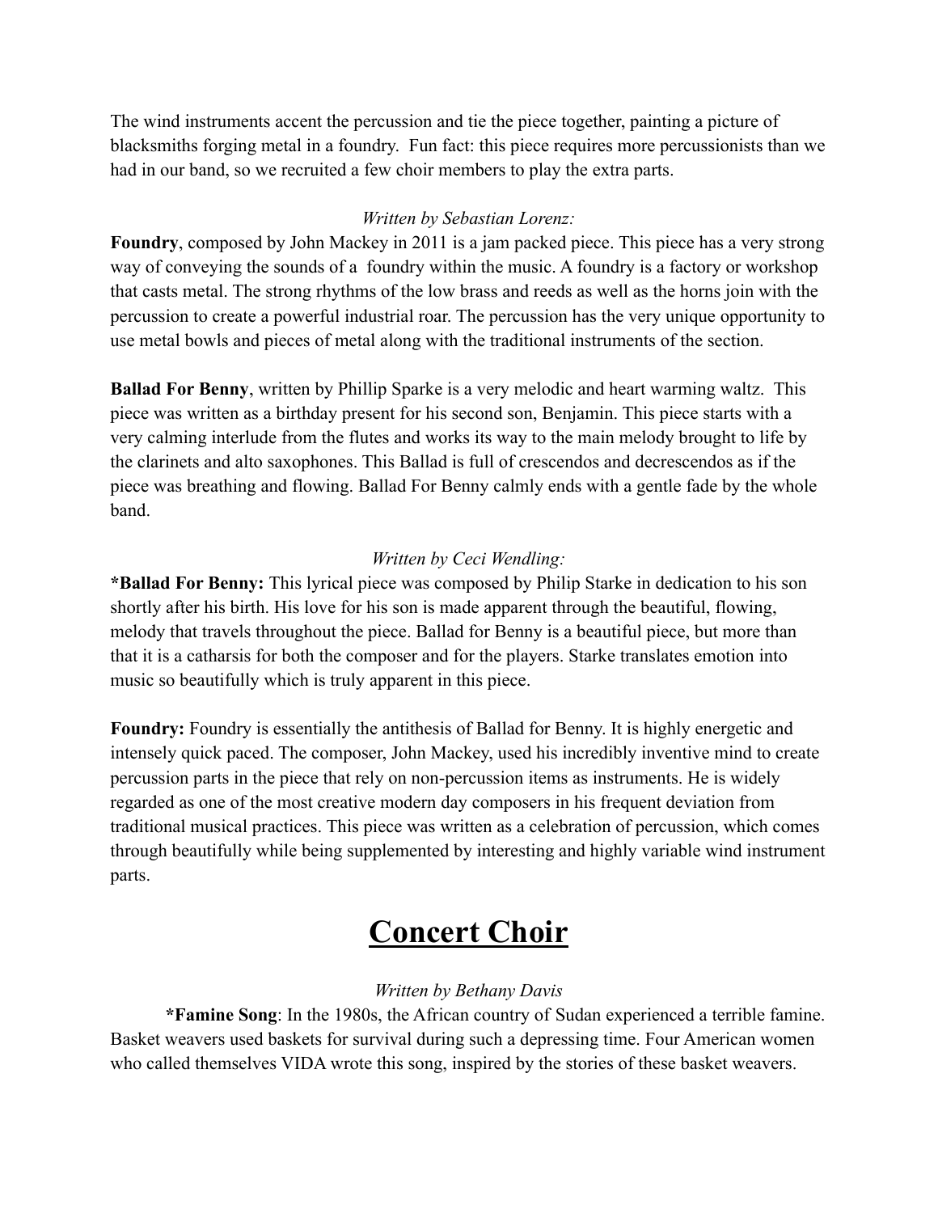The wind instruments accent the percussion and tie the piece together, painting a picture of blacksmiths forging metal in a foundry.  Fun fact: this piece requires more percussionists than we had in our band, so we recruited a few choir members to play the extra parts.

*Written by Sebastian Lorenz:*

**Foundry**, composed by John Mackey in 2011 is a jam packed piece. This piece has a very strong way of conveying the sounds of a  foundry within the music. A foundry is a factory or workshop that casts metal. The strong rhythms of the low brass and reeds as well as the horns join with the percussion to create a powerful industrial roar. The percussion has the very unique opportunity to use metal bowls and pieces of metal along with the traditional instruments of the section.

**Ballad For Benny**, written by Phillip Sparke is a very melodic and heart warming waltz.  This piece was written as a birthday present for his second son, Benjamin. This piece starts with a very calming interlude from the flutes and works its way to the main melody brought to life by the clarinets and alto saxophones. This Ballad is full of crescendos and decrescendos as if the piece was breathing and flowing. Ballad For Benny calmly ends with a gentle fade by the whole band.

*Written by Ceci Wendling:*

***Ballad For Benny:** This lyrical piece was composed by Philip Starke in dedication to his son shortly after his birth. His love for his son is made apparent through the beautiful, flowing, melody that travels throughout the piece. Ballad for Benny is a beautiful piece, but more than that it is a catharsis for both the composer and for the players. Starke translates emotion into music so beautifully which is truly apparent in this piece.

**Foundry:** Foundry is essentially the antithesis of Ballad for Benny. It is highly energetic and intensely quick paced. The composer, John Mackey, used his incredibly inventive mind to create percussion parts in the piece that rely on non-percussion items as instruments. He is widely regarded as one of the most creative modern day composers in his frequent deviation from traditional musical practices. This piece was written as a celebration of percussion, which comes through beautifully while being supplemented by interesting and highly variable wind instrument parts.

# Concert Choir

*Written by Bethany Davis*

***Famine Song**: In the 1980s, the African country of Sudan experienced a terrible famine. Basket weavers used baskets for survival during such a depressing time. Four American women who called themselves VIDA wrote this song, inspired by the stories of these basket weavers.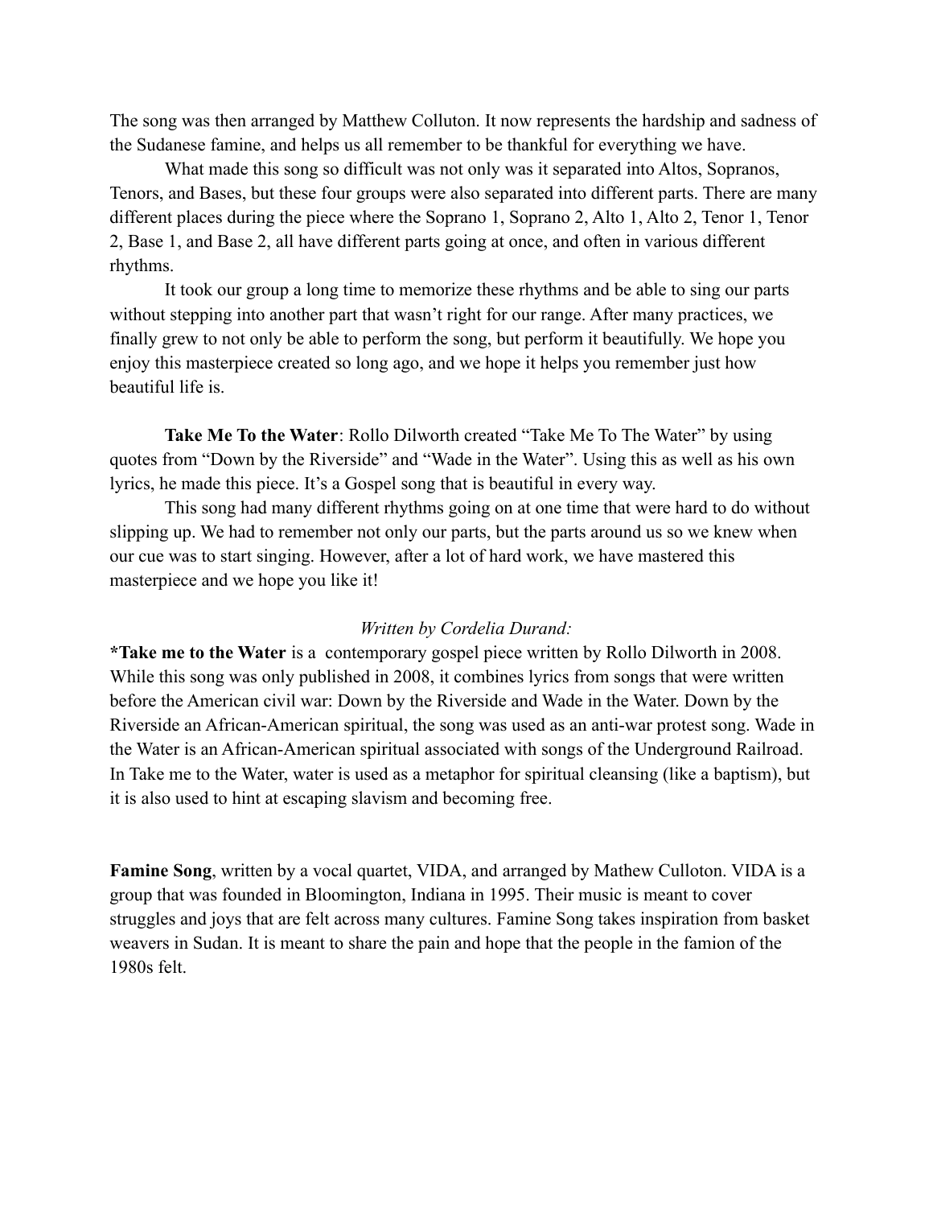The song was then arranged by Matthew Colluton. It now represents the hardship and sadness of the Sudanese famine, and helps us all remember to be thankful for everything we have.

What made this song so difficult was not only was it separated into Altos, Sopranos, Tenors, and Bases, but these four groups were also separated into different parts. There are many different places during the piece where the Soprano 1, Soprano 2, Alto 1, Alto 2, Tenor 1, Tenor 2, Base 1, and Base 2, all have different parts going at once, and often in various different rhythms.

It took our group a long time to memorize these rhythms and be able to sing our parts without stepping into another part that wasn't right for our range. After many practices, we finally grew to not only be able to perform the song, but perform it beautifully. We hope you enjoy this masterpiece created so long ago, and we hope it helps you remember just how beautiful life is.

**Take Me To the Water**: Rollo Dilworth created "Take Me To The Water" by using quotes from "Down by the Riverside" and "Wade in the Water". Using this as well as his own lyrics, he made this piece. It's a Gospel song that is beautiful in every way.

This song had many different rhythms going on at one time that were hard to do without slipping up. We had to remember not only our parts, but the parts around us so we knew when our cue was to start singing. However, after a lot of hard work, we have mastered this masterpiece and we hope you like it!

*Written by Cordelia Durand:*

**\*Take me to the Water** is a contemporary gospel piece written by Rollo Dilworth in 2008. While this song was only published in 2008, it combines lyrics from songs that were written before the American civil war: Down by the Riverside and Wade in the Water. Down by the Riverside an African-American spiritual, the song was used as an anti-war protest song. Wade in the Water is an African-American spiritual associated with songs of the Underground Railroad. In Take me to the Water, water is used as a metaphor for spiritual cleansing (like a baptism), but it is also used to hint at escaping slavism and becoming free.

**Famine Song**, written by a vocal quartet, VIDA, and arranged by Mathew Culloton. VIDA is a group that was founded in Bloomington, Indiana in 1995. Their music is meant to cover struggles and joys that are felt across many cultures. Famine Song takes inspiration from basket weavers in Sudan. It is meant to share the pain and hope that the people in the famion of the 1980s felt.